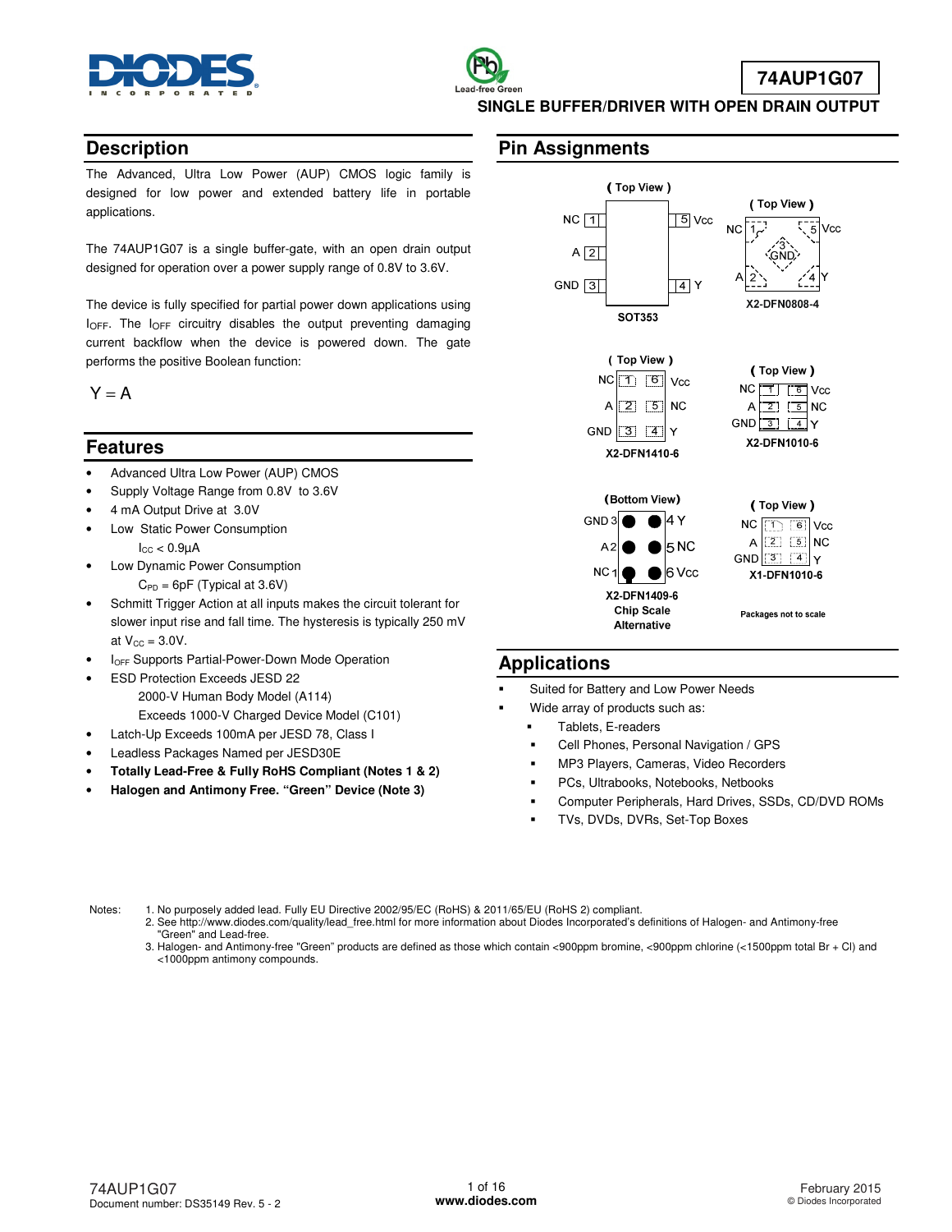# 74AUP1G07

## SINGLE BUFFER/DRIVER WITH OPEN DRAIN OUTPUT

## Description

The Advanced, Ultra Low Power (AUP) CMOS logic family is designed for low power and extended battery life in portable applications.

The 74AUP1G07 is a single buffer-gate, with an open drain output designed for operation over a power supply range of 0.8V to 3.6V.

The device is fully specified for partial power down applications using $I_{OFF}$. The $I_{OFF}$ circuitry disables the output preventing damaging current backflow when the device is powered down. The gate performs the positive Boolean function:

$$Y = A$$

## Features

- Advanced Ultra Low Power (AUP) CMOS
- Supply Voltage Range from 0.8V to 3.6V
- 4 mA Output Drive at 3.0V
- Low Static Power Consumption
  - $I_{CC}$ < 0.9µA
- Low Dynamic Power Consumption
  - $C_{PD}$ = 6pF (Typical at 3.6V)
- Schmitt Trigger Action at all inputs makes the circuit tolerant for slower input rise and fall time. The hysteresis is typically 250 mV at $V_{CC}$ = 3.0V.
- $I_{OFF}$ Supports Partial-Power-Down Mode Operation
- ESD Protection Exceeds JESD 22
  - 2000-V Human Body Model (A114)
  - Exceeds 1000-V Charged Device Model (C101)
- Latch-Up Exceeds 100mA per JESD 78, Class I
- Leadless Packages Named per JESD30E
- **Totally Lead-Free & Fully RoHS Compliant (Notes 1 & 2)**
- **Halogen and Antimony Free. "Green" Device (Note 3)**

## Pin Assignments

SOT353 (Top View): 1 NC, 2 A, 3 GND, 4 Y, 5 Vcc

X2-DFN0808-4 (Top View): 1 NC, 2 A, 3 GND, 4 Y, 5 Vcc

X2-DFN1410-6 (Top View): 1 NC, 2 A, 3 GND, 4 Y, 5 NC, 6 Vcc

X2-DFN1010-6 (Top View): 1 NC, 2 A, 3 GND, 4 Y, 5 NC, 6 Vcc

X2-DFN1409-6 Chip Scale Alternative (Bottom View): 1 NC, 2 A, 3 GND, 4 Y, 5 NC, 6 Vcc

X1-DFN1010-6 (Top View): 1 NC, 2 A, 3 GND, 4 Y, 5 NC, 6 Vcc

Packages not to scale

## Applications

- Suited for Battery and Low Power Needs
- Wide array of products such as:
  - Tablets, E-readers
  - Cell Phones, Personal Navigation / GPS
  - MP3 Players, Cameras, Video Recorders
  - PCs, Ultrabooks, Notebooks, Netbooks
  - Computer Peripherals, Hard Drives, SSDs, CD/DVD ROMs
  - TVs, DVDs, DVRs, Set-Top Boxes

Notes:
1. No purposely added lead. Fully EU Directive 2002/95/EC (RoHS) & 2011/65/EU (RoHS 2) compliant.
2. See http://www.diodes.com/quality/lead_free.html for more information about Diodes Incorporated's definitions of Halogen- and Antimony-free "Green" and Lead-free.
3. Halogen- and Antimony-free "Green" products are defined as those which contain <900ppm bromine, <900ppm chlorine (<1500ppm total Br + Cl) and <1000ppm antimony compounds.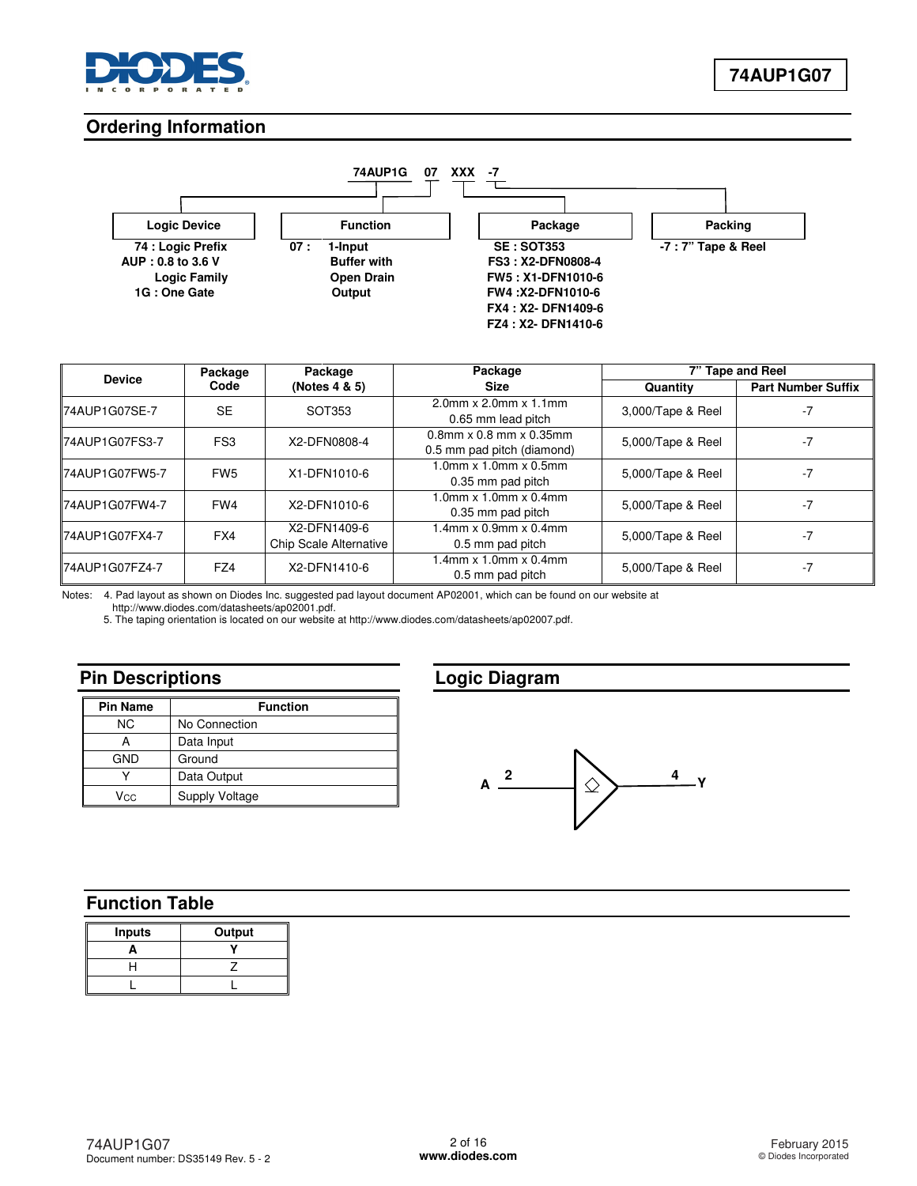## Ordering Information

74AUP1G 07 XXX -7

| Logic Device | Function | Package | Packing |
|---|---|---|---|
| 74 : Logic Prefix<br>AUP : 0.8 to 3.6 V Logic Family<br>1G : One Gate | 07 : 1-Input Buffer with Open Drain Output | SE : SOT353<br>FS3 : X2-DFN0808-4<br>FW5 : X1-DFN1010-6<br>FW4 :X2-DFN1010-6<br>FX4 : X2- DFN1409-6<br>FZ4 : X2- DFN1410-6 | -7 : 7" Tape & Reel |

| Device | Package Code | Package (Notes 4 & 5) | Package Size | 7" Tape and Reel | |
|---|---|---|---|---|---|
| | | | | Quantity | Part Number Suffix |
| 74AUP1G07SE-7 | SE | SOT353 | 2.0mm x 2.0mm x 1.1mm 0.65 mm lead pitch | 3,000/Tape & Reel | -7 |
| 74AUP1G07FS3-7 | FS3 | X2-DFN0808-4 | 0.8mm x 0.8 mm x 0.35mm 0.5 mm pad pitch (diamond) | 5,000/Tape & Reel | -7 |
| 74AUP1G07FW5-7 | FW5 | X1-DFN1010-6 | 1.0mm x 1.0mm x 0.5mm 0.35 mm pad pitch | 5,000/Tape & Reel | -7 |
| 74AUP1G07FW4-7 | FW4 | X2-DFN1010-6 | 1.0mm x 1.0mm x 0.4mm 0.35 mm pad pitch | 5,000/Tape & Reel | -7 |
| 74AUP1G07FX4-7 | FX4 | X2-DFN1409-6 Chip Scale Alternative | 1.4mm x 0.9mm x 0.4mm 0.5 mm pad pitch | 5,000/Tape & Reel | -7 |
| 74AUP1G07FZ4-7 | FZ4 | X2-DFN1410-6 | 1.4mm x 1.0mm x 0.4mm 0.5 mm pad pitch | 5,000/Tape & Reel | -7 |

Notes: 4. Pad layout as shown on Diodes Inc. suggested pad layout document AP02001, which can be found on our website at http://www.diodes.com/datasheets/ap02001.pdf.
5. The taping orientation is located on our website at http://www.diodes.com/datasheets/ap02007.pdf.

## Pin Descriptions

| Pin Name | Function |
|---|---|
| NC | No Connection |
| A | Data Input |
| GND | Ground |
| Y | Data Output |
| $V_{CC}$ | Supply Voltage |

## Logic Diagram

A 2 — 4 Y

## Function Table

| Inputs | Output |
|---|---|
| A | Y |
| H | Z |
| L | L |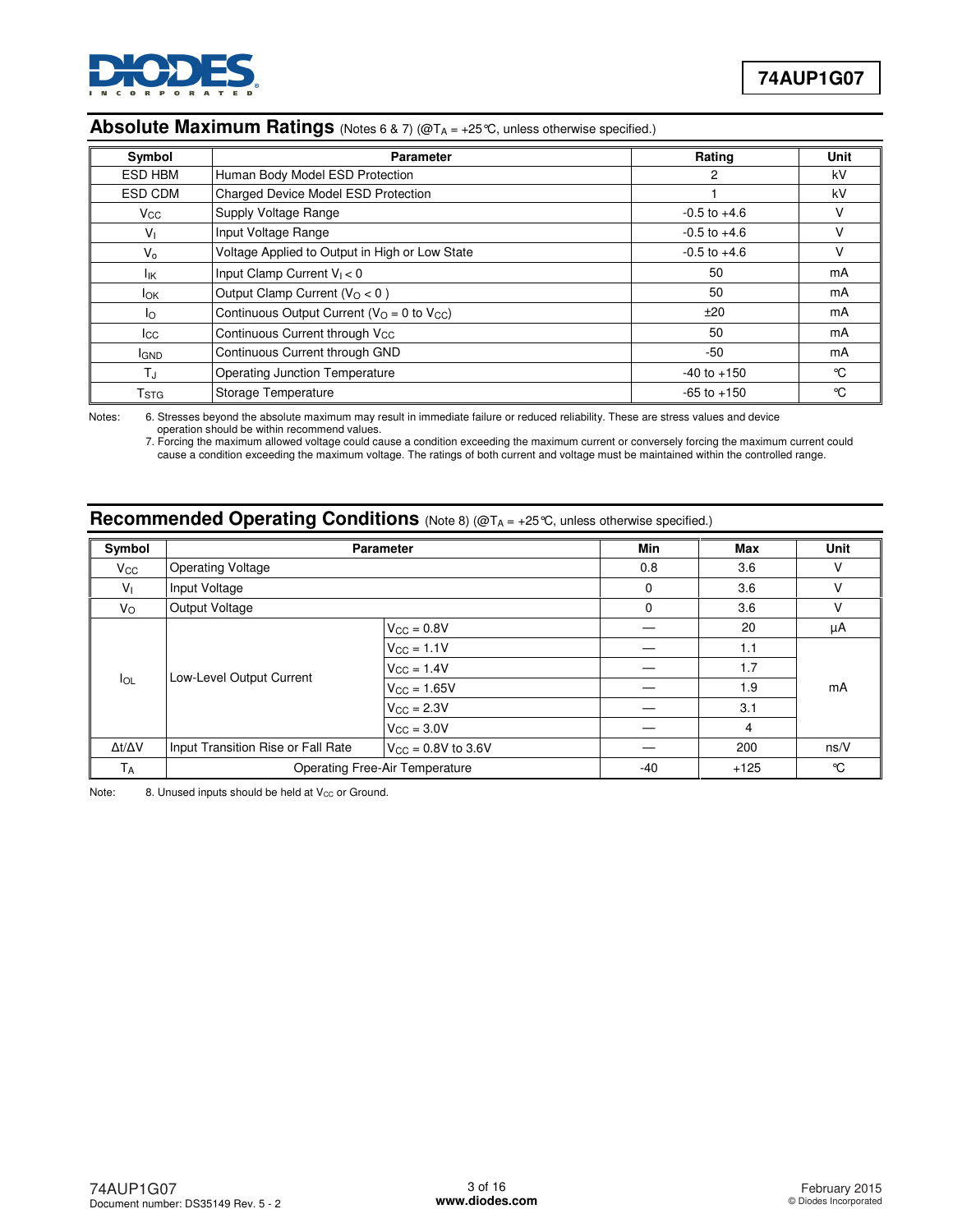## Absolute Maximum Ratings (Notes 6 & 7) (@$T_A$ = +25°C, unless otherwise specified.)

| Symbol | Parameter | Rating | Unit |
|---|---|---|---|
| ESD HBM | Human Body Model ESD Protection | 2 | kV |
| ESD CDM | Charged Device Model ESD Protection | 1 | kV |
| $V_{CC}$ | Supply Voltage Range | -0.5 to +4.6 | V |
| $V_I$ | Input Voltage Range | -0.5 to +4.6 | V |
| $V_o$ | Voltage Applied to Output in High or Low State | -0.5 to +4.6 | V |
| $I_{IK}$ | Input Clamp Current $V_I < 0$ | 50 | mA |
| $I_{OK}$ | Output Clamp Current ($V_O < 0$ ) | 50 | mA |
| $I_O$ | Continuous Output Current ($V_O$ = 0 to $V_{CC}$) | ±20 | mA |
| $I_{CC}$ | Continuous Current through $V_{CC}$ | 50 | mA |
| $I_{GND}$ | Continuous Current through GND | -50 | mA |
| $T_J$ | Operating Junction Temperature | -40 to +150 | °C |
| $T_{STG}$ | Storage Temperature | -65 to +150 | °C |

Notes:
6. Stresses beyond the absolute maximum may result in immediate failure or reduced reliability. These are stress values and device operation should be within recommend values.
7. Forcing the maximum allowed voltage could cause a condition exceeding the maximum current or conversely forcing the maximum current could cause a condition exceeding the maximum voltage. The ratings of both current and voltage must be maintained within the controlled range.

## Recommended Operating Conditions (Note 8) (@$T_A$ = +25°C, unless otherwise specified.)

| Symbol | Parameter | | Min | Max | Unit |
|---|---|---|---|---|---|
| $V_{CC}$ | Operating Voltage | | 0.8 | 3.6 | V |
| $V_I$ | Input Voltage | | 0 | 3.6 | V |
| $V_O$ | Output Voltage | | 0 | 3.6 | V |
| $I_{OL}$ | Low-Level Output Current | $V_{CC}$ = 0.8V | — | 20 | µA |
| | | $V_{CC}$ = 1.1V | — | 1.1 | mA |
| | | $V_{CC}$ = 1.4V | — | 1.7 | |
| | | $V_{CC}$ = 1.65V | — | 1.9 | |
| | | $V_{CC}$ = 2.3V | — | 3.1 | |
| | | $V_{CC}$ = 3.0V | — | 4 | |
| Δt/ΔV | Input Transition Rise or Fall Rate | $V_{CC}$ = 0.8V to 3.6V | — | 200 | ns/V |
| $T_A$ | Operating Free-Air Temperature | | -40 | +125 | °C |

Note: 8. Unused inputs should be held at $V_{CC}$ or Ground.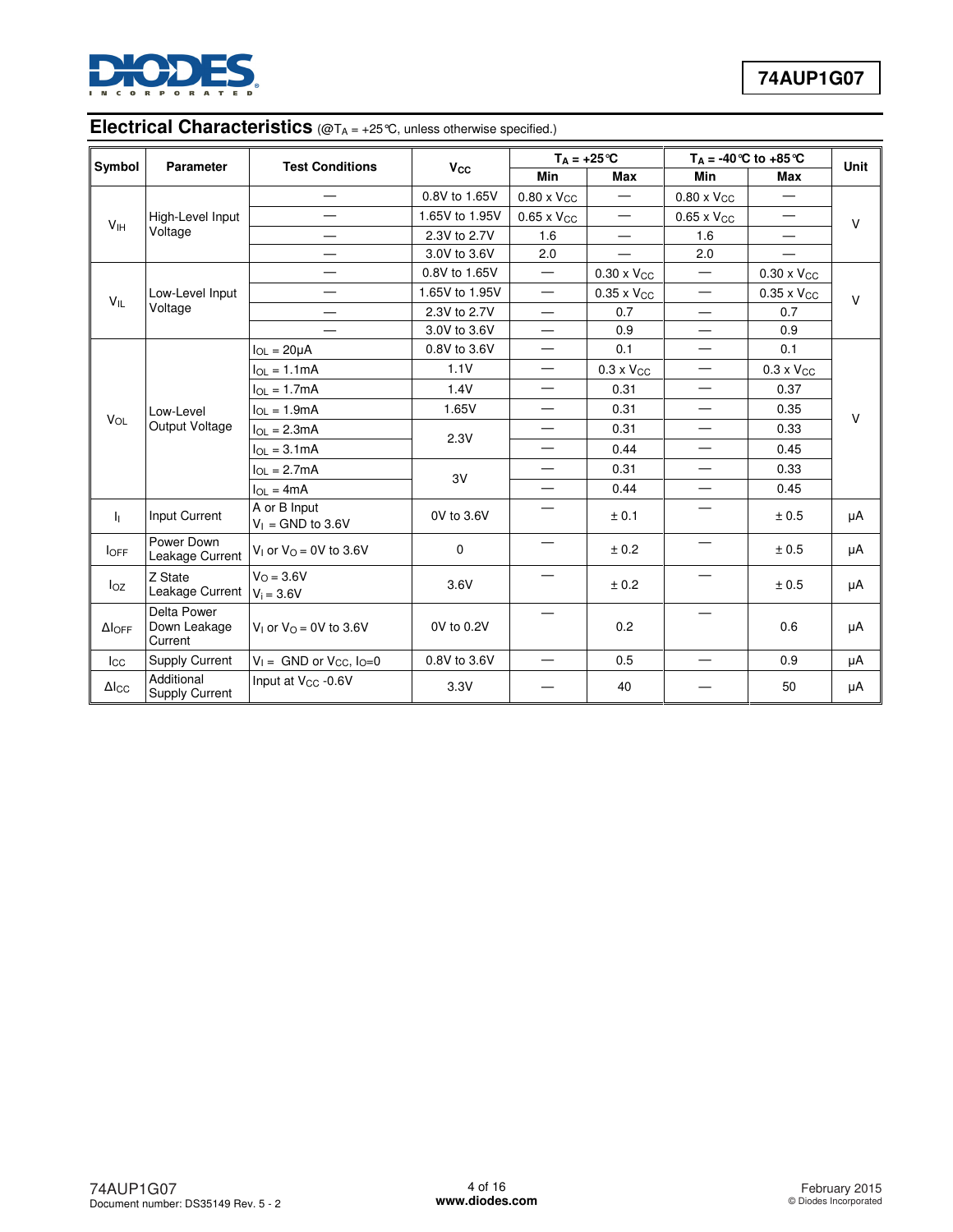## Electrical Characteristics (@$T_A$ = +25°C, unless otherwise specified.)

| Symbol | Parameter | Test Conditions | $V_{CC}$ | $T_A$ = +25°C | | $T_A$ = -40°C to +85°C | | Unit |
|---|---|---|---|---|---|---|---|---|
| | | | | Min | Max | Min | Max | |
| $V_{IH}$ | High-Level Input Voltage | — | 0.8V to 1.65V | 0.80 x $V_{CC}$ | — | 0.80 x $V_{CC}$ | — | V |
| | | — | 1.65V to 1.95V | 0.65 x $V_{CC}$ | — | 0.65 x $V_{CC}$ | — | |
| | | — | 2.3V to 2.7V | 1.6 | — | 1.6 | — | |
| | | — | 3.0V to 3.6V | 2.0 | — | 2.0 | — | |
| $V_{IL}$ | Low-Level Input Voltage | — | 0.8V to 1.65V | — | 0.30 x $V_{CC}$ | — | 0.30 x $V_{CC}$ | V |
| | | — | 1.65V to 1.95V | — | 0.35 x $V_{CC}$ | — | 0.35 x $V_{CC}$ | |
| | | — | 2.3V to 2.7V | — | 0.7 | — | 0.7 | |
| | | — | 3.0V to 3.6V | — | 0.9 | — | 0.9 | |
| $V_{OL}$ | Low-Level Output Voltage | $I_{OL}$ = 20µA | 0.8V to 3.6V | — | 0.1 | — | 0.1 | V |
| | | $I_{OL}$ = 1.1mA | 1.1V | — | 0.3 x $V_{CC}$ | — | 0.3 x $V_{CC}$ | |
| | | $I_{OL}$ = 1.7mA | 1.4V | — | 0.31 | — | 0.37 | |
| | | $I_{OL}$ = 1.9mA | 1.65V | — | 0.31 | — | 0.35 | |
| | | $I_{OL}$ = 2.3mA | 2.3V | — | 0.31 | — | 0.33 | |
| | | $I_{OL}$ = 3.1mA | | — | 0.44 | — | 0.45 | |
| | | $I_{OL}$ = 2.7mA | 3V | — | 0.31 | — | 0.33 | |
| | | $I_{OL}$ = 4mA | | — | 0.44 | — | 0.45 | |
| $I_I$ | Input Current | A or B Input $V_I$ = GND to 3.6V | 0V to 3.6V | — | ± 0.1 | — | ± 0.5 | µA |
| $I_{OFF}$ | Power Down Leakage Current | $V_I$ or $V_O$ = 0V to 3.6V | 0 | — | ± 0.2 | — | ± 0.5 | µA |
| $I_{OZ}$ | Z State Leakage Current | $V_O$ = 3.6V $V_i$ = 3.6V | 3.6V | — | ± 0.2 | — | ± 0.5 | µA |
| $\Delta I_{OFF}$ | Delta Power Down Leakage Current | $V_I$ or $V_O$ = 0V to 3.6V | 0V to 0.2V | — | 0.2 | — | 0.6 | µA |
| $I_{CC}$ | Supply Current | $V_I$ = GND or $V_{CC}$, $I_O$=0 | 0.8V to 3.6V | — | 0.5 | — | 0.9 | µA |
| $\Delta I_{CC}$ | Additional Supply Current | Input at $V_{CC}$ -0.6V | 3.3V | — | 40 | — | 50 | µA |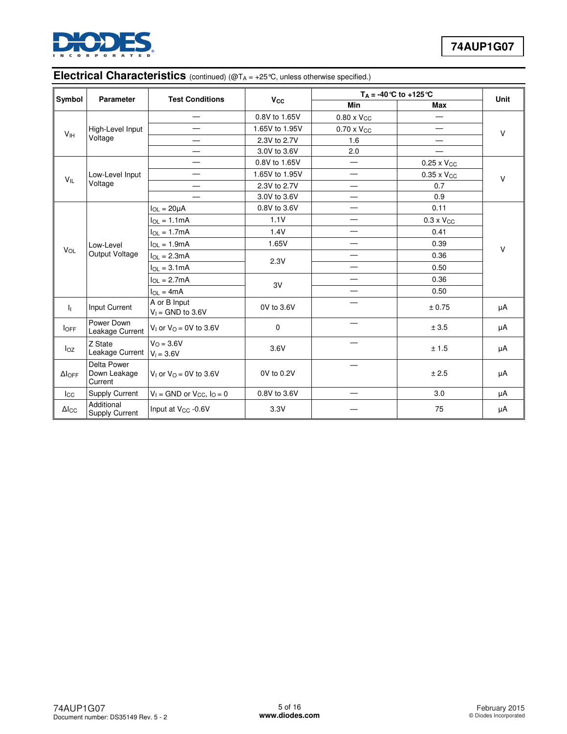## Electrical Characteristics (continued) (@$T_A$ = +25°C, unless otherwise specified.)

| Symbol | Parameter | Test Conditions | $V_{CC}$ | $T_A$ = -40°C to +125°C | | Unit |
|---|---|---|---|---|---|---|
| | | | | Min | Max | |
| $V_{IH}$ | High-Level Input Voltage | — | 0.8V to 1.65V | 0.80 x $V_{CC}$ | — | V |
| | | — | 1.65V to 1.95V | 0.70 x $V_{CC}$ | — | |
| | | — | 2.3V to 2.7V | 1.6 | — | |
| | | — | 3.0V to 3.6V | 2.0 | — | |
| $V_{IL}$ | Low-Level Input Voltage | — | 0.8V to 1.65V | — | 0.25 x $V_{CC}$ | V |
| | | — | 1.65V to 1.95V | — | 0.35 x $V_{CC}$ | |
| | | — | 2.3V to 2.7V | — | 0.7 | |
| | | — | 3.0V to 3.6V | — | 0.9 | |
| $V_{OL}$ | Low-Level Output Voltage | $I_{OL}$ = 20μA | 0.8V to 3.6V | — | 0.11 | V |
| | | $I_{OL}$ = 1.1mA | 1.1V | — | 0.3 x $V_{CC}$ | |
| | | $I_{OL}$ = 1.7mA | 1.4V | — | 0.41 | |
| | | $I_{OL}$ = 1.9mA | 1.65V | — | 0.39 | |
| | | $I_{OL}$ = 2.3mA | 2.3V | — | 0.36 | |
| | | $I_{OL}$ = 3.1mA | | — | 0.50 | |
| | | $I_{OL}$ = 2.7mA | 3V | — | 0.36 | |
| | | $I_{OL}$ = 4mA | | — | 0.50 | |
| $I_I$ | Input Current | A or B Input $V_I$ = GND to 3.6V | 0V to 3.6V | — | ± 0.75 | μA |
| $I_{OFF}$ | Power Down Leakage Current | $V_I$ or $V_O$ = 0V to 3.6V | 0 | — | ± 3.5 | μA |
| $I_{OZ}$ | Z State Leakage Current | $V_O$ = 3.6V $V_i$ = 3.6V | 3.6V | — | ± 1.5 | μA |
| $\Delta I_{OFF}$ | Delta Power Down Leakage Current | $V_I$ or $V_O$ = 0V to 3.6V | 0V to 0.2V | — | ± 2.5 | μA |
| $I_{CC}$ | Supply Current | $V_I$ = GND or $V_{CC}$, $I_O$ = 0 | 0.8V to 3.6V | — | 3.0 | μA |
| $\Delta I_{CC}$ | Additional Supply Current | Input at $V_{CC}$ -0.6V | 3.3V | — | 75 | μA |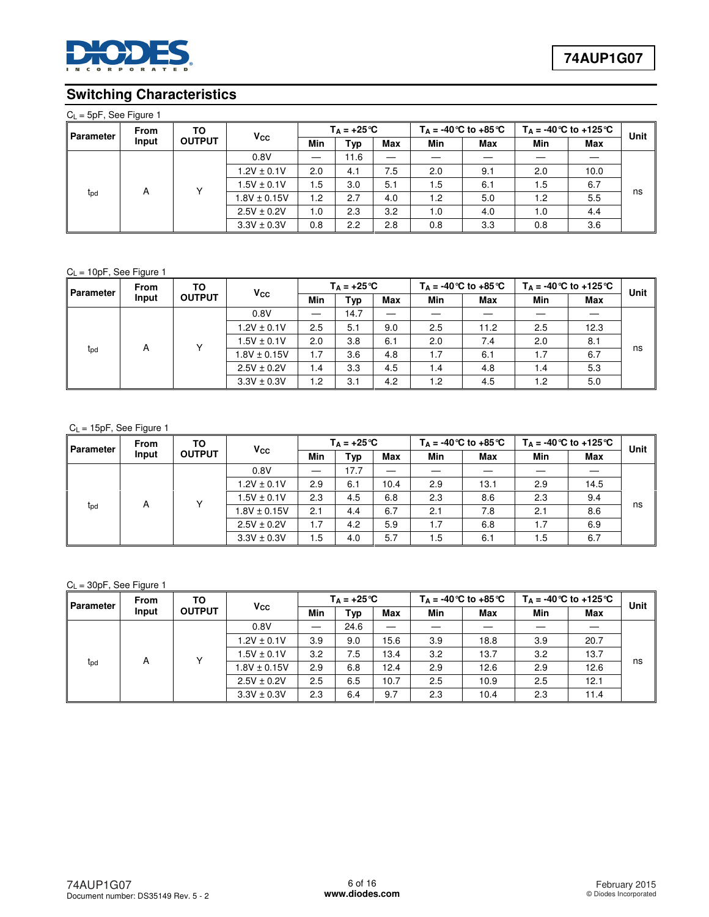## Switching Characteristics

$C_L$ = 5pF, See Figure 1

| Parameter | From Input | TO OUTPUT | $V_{CC}$ | $T_A$ = +25°C | | | $T_A$ = -40°C to +85°C | | $T_A$ = -40°C to +125°C | | Unit |
|---|---|---|---|---|---|---|---|---|---|---|---|
| | | | | Min | Typ | Max | Min | Max | Min | Max | |
| $t_{pd}$ | A | Y | 0.8V | — | 11.6 | — | — | — | — | — | ns |
| | | | 1.2V ± 0.1V | 2.0 | 4.1 | 7.5 | 2.0 | 9.1 | 2.0 | 10.0 | |
| | | | 1.5V ± 0.1V | 1.5 | 3.0 | 5.1 | 1.5 | 6.1 | 1.5 | 6.7 | |
| | | | 1.8V ± 0.15V | 1.2 | 2.7 | 4.0 | 1.2 | 5.0 | 1.2 | 5.5 | |
| | | | 2.5V ± 0.2V | 1.0 | 2.3 | 3.2 | 1.0 | 4.0 | 1.0 | 4.4 | |
| | | | 3.3V ± 0.3V | 0.8 | 2.2 | 2.8 | 0.8 | 3.3 | 0.8 | 3.6 | |

$C_L$ = 10pF, See Figure 1

| Parameter | From Input | TO OUTPUT | $V_{CC}$ | $T_A$ = +25°C | | | $T_A$ = -40°C to +85°C | | $T_A$ = -40°C to +125°C | | Unit |
|---|---|---|---|---|---|---|---|---|---|---|---|
| | | | | Min | Typ | Max | Min | Max | Min | Max | |
| $t_{pd}$ | A | Y | 0.8V | — | 14.7 | — | — | — | — | — | ns |
| | | | 1.2V ± 0.1V | 2.5 | 5.1 | 9.0 | 2.5 | 11.2 | 2.5 | 12.3 | |
| | | | 1.5V ± 0.1V | 2.0 | 3.8 | 6.1 | 2.0 | 7.4 | 2.0 | 8.1 | |
| | | | 1.8V ± 0.15V | 1.7 | 3.6 | 4.8 | 1.7 | 6.1 | 1.7 | 6.7 | |
| | | | 2.5V ± 0.2V | 1.4 | 3.3 | 4.5 | 1.4 | 4.8 | 1.4 | 5.3 | |
| | | | 3.3V ± 0.3V | 1.2 | 3.1 | 4.2 | 1.2 | 4.5 | 1.2 | 5.0 | |

$C_L$ = 15pF, See Figure 1

| Parameter | From Input | TO OUTPUT | $V_{CC}$ | $T_A$ = +25°C | | | $T_A$ = -40°C to +85°C | | $T_A$ = -40°C to +125°C | | Unit |
|---|---|---|---|---|---|---|---|---|---|---|---|
| | | | | Min | Typ | Max | Min | Max | Min | Max | |
| $t_{pd}$ | A | Y | 0.8V | — | 17.7 | — | — | — | — | — | ns |
| | | | 1.2V ± 0.1V | 2.9 | 6.1 | 10.4 | 2.9 | 13.1 | 2.9 | 14.5 | |
| | | | 1.5V ± 0.1V | 2.3 | 4.5 | 6.8 | 2.3 | 8.6 | 2.3 | 9.4 | |
| | | | 1.8V ± 0.15V | 2.1 | 4.4 | 6.7 | 2.1 | 7.8 | 2.1 | 8.6 | |
| | | | 2.5V ± 0.2V | 1.7 | 4.2 | 5.9 | 1.7 | 6.8 | 1.7 | 6.9 | |
| | | | 3.3V ± 0.3V | 1.5 | 4.0 | 5.7 | 1.5 | 6.1 | 1.5 | 6.7 | |

$C_L$ = 30pF, See Figure 1

| Parameter | From Input | TO OUTPUT | $V_{CC}$ | $T_A$ = +25°C | | | $T_A$ = -40°C to +85°C | | $T_A$ = -40°C to +125°C | | Unit |
|---|---|---|---|---|---|---|---|---|---|---|---|
| | | | | Min | Typ | Max | Min | Max | Min | Max | |
| $t_{pd}$ | A | Y | 0.8V | — | 24.6 | — | — | — | — | — | ns |
| | | | 1.2V ± 0.1V | 3.9 | 9.0 | 15.6 | 3.9 | 18.8 | 3.9 | 20.7 | |
| | | | 1.5V ± 0.1V | 3.2 | 7.5 | 13.4 | 3.2 | 13.7 | 3.2 | 13.7 | |
| | | | 1.8V ± 0.15V | 2.9 | 6.8 | 12.4 | 2.9 | 12.6 | 2.9 | 12.6 | |
| | | | 2.5V ± 0.2V | 2.5 | 6.5 | 10.7 | 2.5 | 10.9 | 2.5 | 12.1 | |
| | | | 3.3V ± 0.3V | 2.3 | 6.4 | 9.7 | 2.3 | 10.4 | 2.3 | 11.4 | |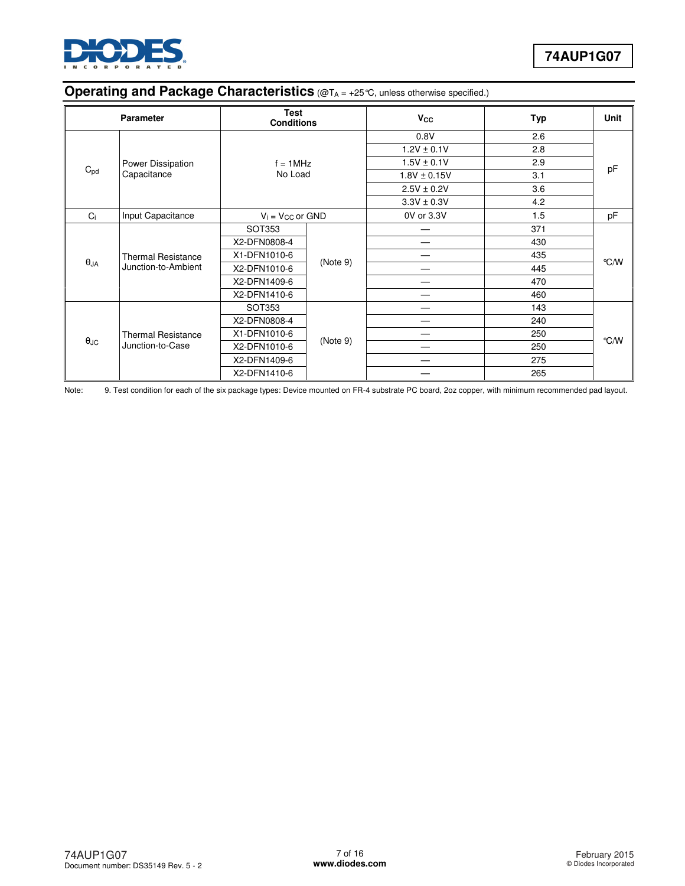## Operating and Package Characteristics (@$T_A$ = +25°C, unless otherwise specified.)

| Parameter | | Test Conditions | | $V_{CC}$ | Typ | Unit |
|---|---|---|---|---|---|---|
| $C_{pd}$ | Power Dissipation Capacitance | f = 1MHz No Load | | 0.8V | 2.6 | pF |
| | | | | 1.2V ± 0.1V | 2.8 | |
| | | | | 1.5V ± 0.1V | 2.9 | |
| | | | | 1.8V ± 0.15V | 3.1 | |
| | | | | 2.5V ± 0.2V | 3.6 | |
| | | | | 3.3V ± 0.3V | 4.2 | |
| $C_i$ | Input Capacitance | $V_i$ = $V_{CC}$ or GND | | 0V or 3.3V | 1.5 | pF |
| $\theta_{JA}$ | Thermal Resistance Junction-to-Ambient | SOT353 | (Note 9) | — | 371 | °C/W |
| | | X2-DFN0808-4 | | — | 430 | |
| | | X1-DFN1010-6 | | — | 435 | |
| | | X2-DFN1010-6 | | — | 445 | |
| | | X2-DFN1409-6 | | — | 470 | |
| | | X2-DFN1410-6 | | — | 460 | |
| $\theta_{JC}$ | Thermal Resistance Junction-to-Case | SOT353 | (Note 9) | — | 143 | °C/W |
| | | X2-DFN0808-4 | | — | 240 | |
| | | X1-DFN1010-6 | | — | 250 | |
| | | X2-DFN1010-6 | | — | 250 | |
| | | X2-DFN1409-6 | | — | 275 | |
| | | X2-DFN1410-6 | | — | 265 | |

Note: 9. Test condition for each of the six package types: Device mounted on FR-4 substrate PC board, 2oz copper, with minimum recommended pad layout.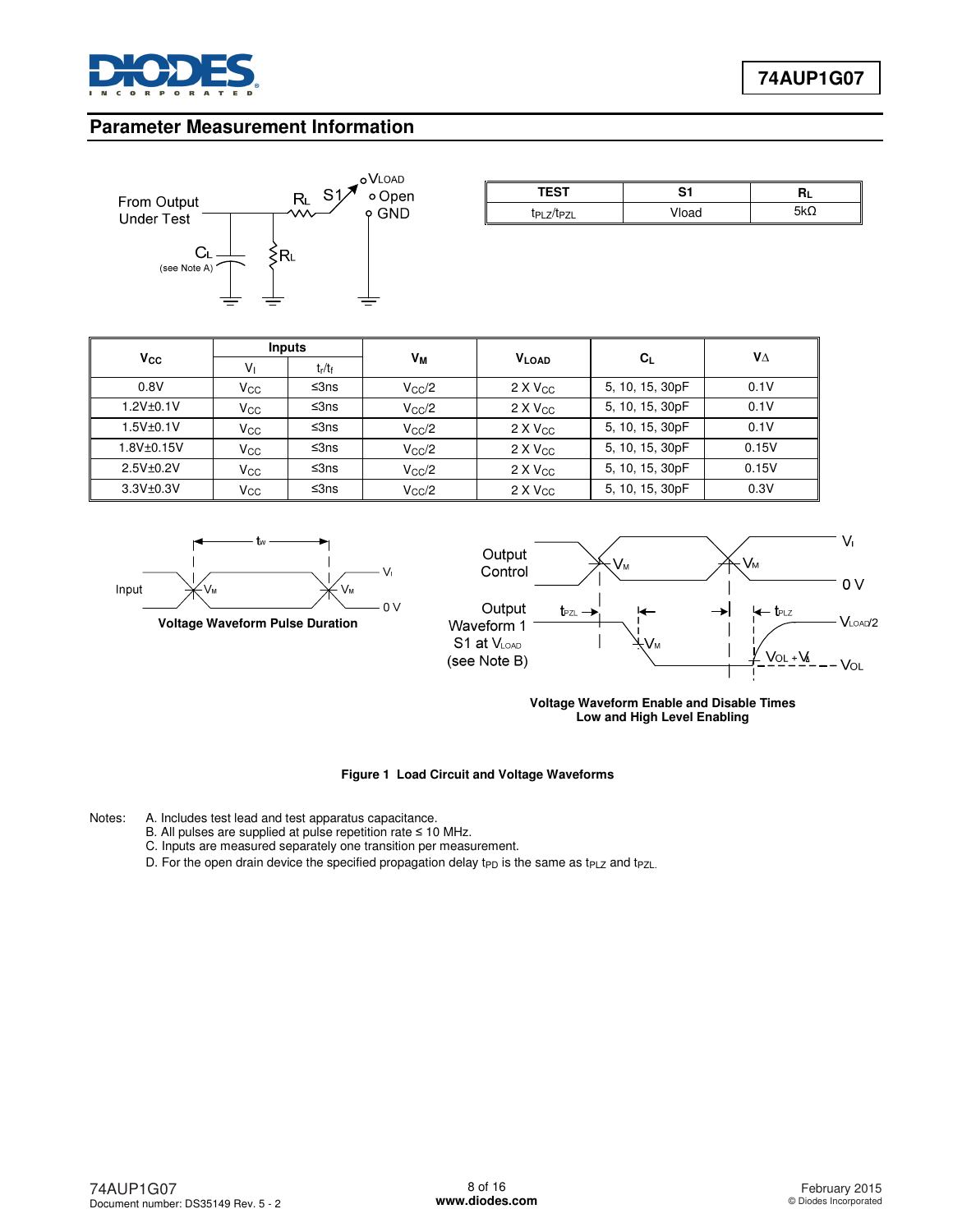## Parameter Measurement Information

| TEST | S1 | $R_L$ |
|---|---|---|
| $t_{PLZ}/t_{PZL}$ | Vload | 5kΩ |

| $V_{CC}$ | Inputs | | $V_M$ | $V_{LOAD}$ | $C_L$ | $V_\Delta$ |
|---|---|---|---|---|---|---|
| | $V_I$ | $t_r/t_f$ | | | | |
| 0.8V | $V_{CC}$ | ≤3ns | $V_{CC}/2$ | 2 X $V_{CC}$ | 5, 10, 15, 30pF | 0.1V |
| 1.2V±0.1V | $V_{CC}$ | ≤3ns | $V_{CC}/2$ | 2 X $V_{CC}$ | 5, 10, 15, 30pF | 0.1V |
| 1.5V±0.1V | $V_{CC}$ | ≤3ns | $V_{CC}/2$ | 2 X $V_{CC}$ | 5, 10, 15, 30pF | 0.1V |
| 1.8V±0.15V | $V_{CC}$ | ≤3ns | $V_{CC}/2$ | 2 X $V_{CC}$ | 5, 10, 15, 30pF | 0.15V |
| 2.5V±0.2V | $V_{CC}$ | ≤3ns | $V_{CC}/2$ | 2 X $V_{CC}$ | 5, 10, 15, 30pF | 0.15V |
| 3.3V±0.3V | $V_{CC}$ | ≤3ns | $V_{CC}/2$ | 2 X $V_{CC}$ | 5, 10, 15, 30pF | 0.3V |

**Voltage Waveform Pulse Duration**

**Voltage Waveform Enable and Disable Times Low and High Level Enabling**

**Figure 1 Load Circuit and Voltage Waveforms**

Notes:
A. Includes test lead and test apparatus capacitance.
B. All pulses are supplied at pulse repetition rate ≤ 10 MHz.
C. Inputs are measured separately one transition per measurement.
D. For the open drain device the specified propagation delay $t_{PD}$ is the same as $t_{PLZ}$ and $t_{PZL}$.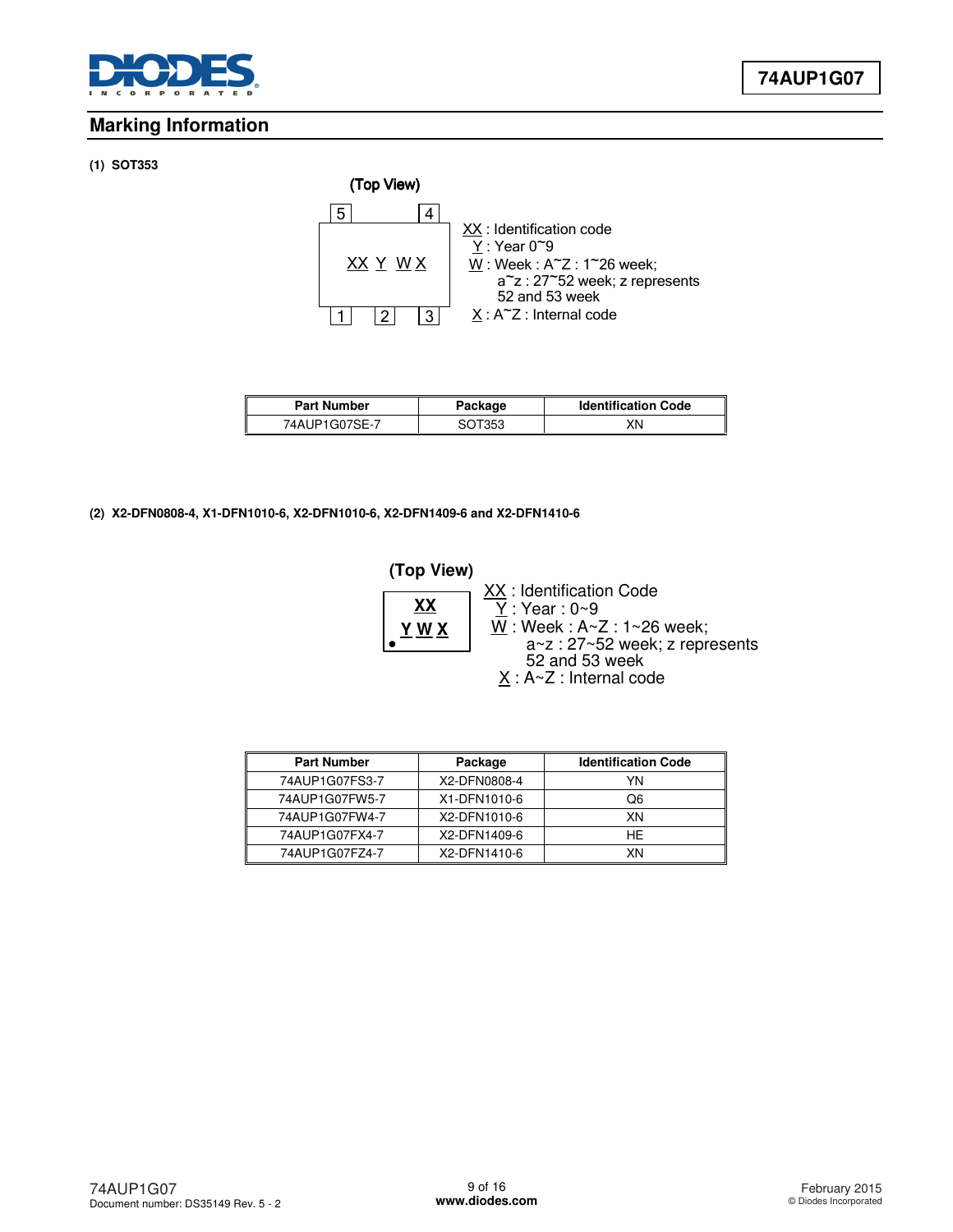## Marking Information

**(1) SOT353**

(Top View)

5 4

XX Y W X

1 2 3

XX : Identification code
Y : Year 0~9
W : Week : A~Z : 1~26 week;
a~z : 27~52 week; z represents 52 and 53 week
X : A~Z : Internal code

| Part Number | Package | Identification Code |
|---|---|---|
| 74AUP1G07SE-7 | SOT353 | XN |

**(2) X2-DFN0808-4, X1-DFN1010-6, X2-DFN1010-6, X2-DFN1409-6 and X2-DFN1410-6**

(Top View)

XX
Y W X

XX : Identification Code
Y : Year : 0~9
W : Week : A~Z : 1~26 week;
a~z : 27~52 week; z represents 52 and 53 week
X : A~Z : Internal code

| Part Number | Package | Identification Code |
|---|---|---|
| 74AUP1G07FS3-7 | X2-DFN0808-4 | YN |
| 74AUP1G07FW5-7 | X1-DFN1010-6 | Q6 |
| 74AUP1G07FW4-7 | X2-DFN1010-6 | XN |
| 74AUP1G07FX4-7 | X2-DFN1409-6 | HE |
| 74AUP1G07FZ4-7 | X2-DFN1410-6 | XN |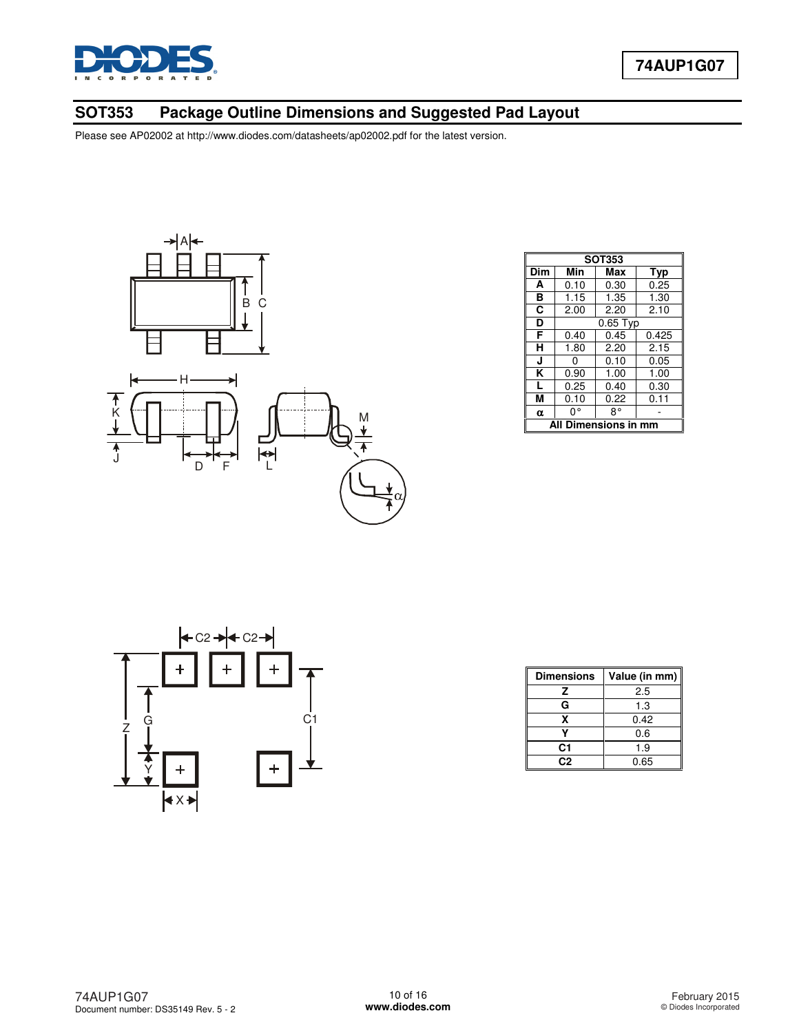## SOT353 Package Outline Dimensions and Suggested Pad Layout

Please see AP02002 at http://www.diodes.com/datasheets/ap02002.pdf for the latest version.

| SOT353 | | | |
|---|---|---|---|
| **Dim** | **Min** | **Max** | **Typ** |
| **A** | 0.10 | 0.30 | 0.25 |
| **B** | 1.15 | 1.35 | 1.30 |
| **C** | 2.00 | 2.20 | 2.10 |
| **D** | 0.65 Typ | | |
| **F** | 0.40 | 0.45 | 0.425 |
| **H** | 1.80 | 2.20 | 2.15 |
| **J** | 0 | 0.10 | 0.05 |
| **K** | 0.90 | 1.00 | 1.00 |
| **L** | 0.25 | 0.40 | 0.30 |
| **M** | 0.10 | 0.22 | 0.11 |
| **α** | 0° | 8° | - |
| **All Dimensions in mm** | | | |

| Dimensions | Value (in mm) |
|---|---|
| **Z** | 2.5 |
| **G** | 1.3 |
| **X** | 0.42 |
| **Y** | 0.6 |
| **C1** | 1.9 |
| **C2** | 0.65 |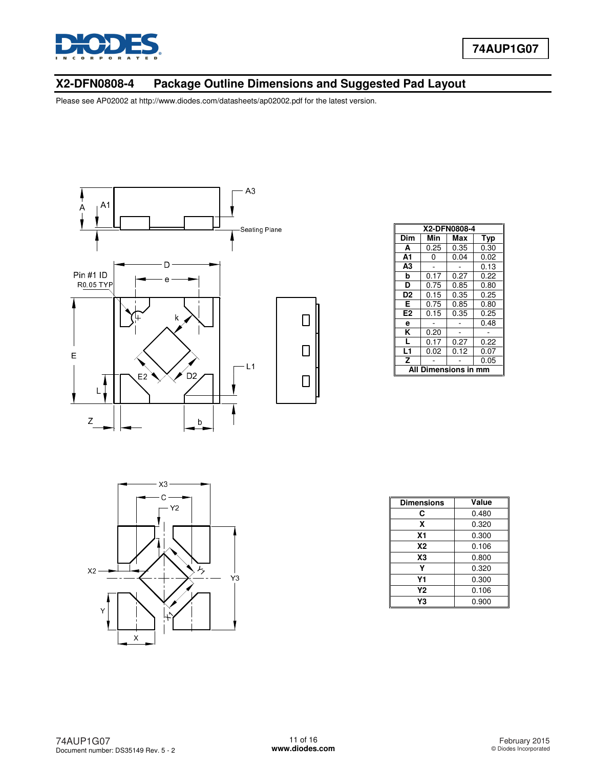## X2-DFN0808-4 Package Outline Dimensions and Suggested Pad Layout

Please see AP02002 at http://www.diodes.com/datasheets/ap02002.pdf for the latest version.

| X2-DFN0808-4 | | | |
|---|---|---|---|
| **Dim** | **Min** | **Max** | **Typ** |
| **A** | 0.25 | 0.35 | 0.30 |
| **A1** | 0 | 0.04 | 0.02 |
| **A3** | - | - | 0.13 |
| **b** | 0.17 | 0.27 | 0.22 |
| **D** | 0.75 | 0.85 | 0.80 |
| **D2** | 0.15 | 0.35 | 0.25 |
| **E** | 0.75 | 0.85 | 0.80 |
| **E2** | 0.15 | 0.35 | 0.25 |
| **e** | - | - | 0.48 |
| **K** | 0.20 | - | - |
| **L** | 0.17 | 0.27 | 0.22 |
| **L1** | 0.02 | 0.12 | 0.07 |
| **Z** | - | - | 0.05 |
| **All Dimensions in mm** | | | |

| Dimensions | Value |
|---|---|
| **C** | 0.480 |
| **X** | 0.320 |
| **X1** | 0.300 |
| **X2** | 0.106 |
| **X3** | 0.800 |
| **Y** | 0.320 |
| **Y1** | 0.300 |
| **Y2** | 0.106 |
| **Y3** | 0.900 |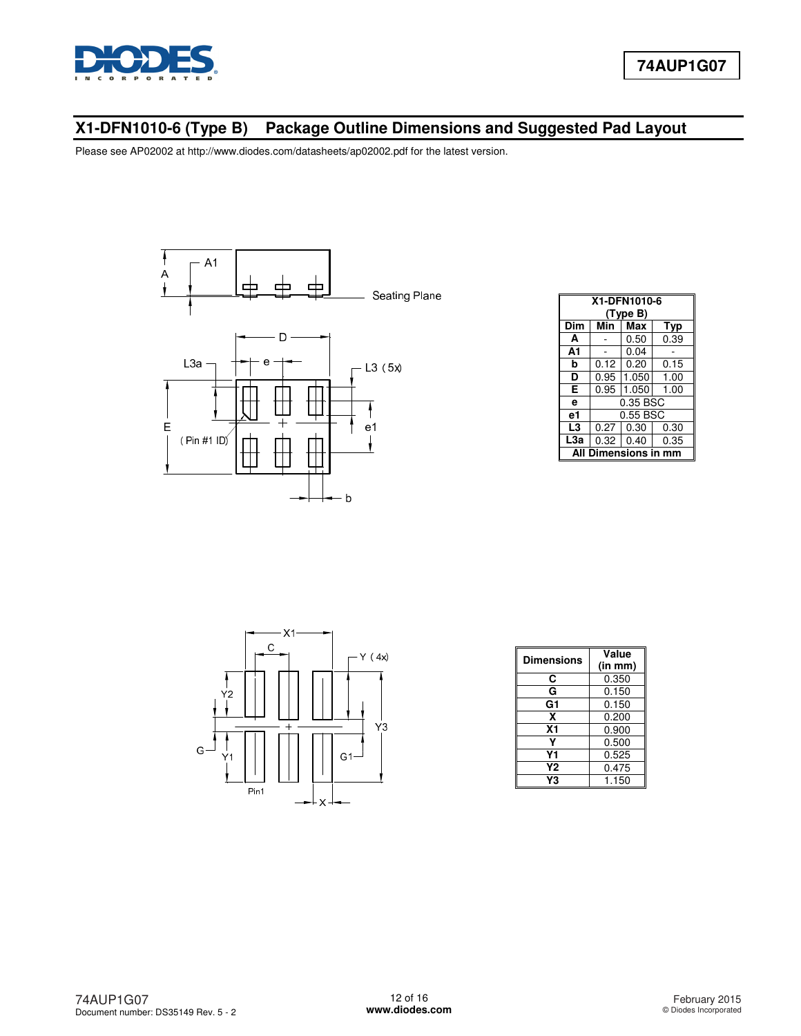## X1-DFN1010-6 (Type B) Package Outline Dimensions and Suggested Pad Layout

Please see AP02002 at http://www.diodes.com/datasheets/ap02002.pdf for the latest version.

| X1-DFN1010-6 (Type B) | | | |
|---|---|---|---|
| Dim | Min | Max | Typ |
| A | - | 0.50 | 0.39 |
| A1 | - | 0.04 | - |
| b | 0.12 | 0.20 | 0.15 |
| D | 0.95 | 1.050 | 1.00 |
| E | 0.95 | 1.050 | 1.00 |
| e | 0.35 BSC | | |
| e1 | 0.55 BSC | | |
| L3 | 0.27 | 0.30 | 0.30 |
| L3a | 0.32 | 0.40 | 0.35 |
| All Dimensions in mm | | | |

| Dimensions | Value (in mm) |
|---|---|
| C | 0.350 |
| G | 0.150 |
| G1 | 0.150 |
| X | 0.200 |
| X1 | 0.900 |
| Y | 0.500 |
| Y1 | 0.525 |
| Y2 | 0.475 |
| Y3 | 1.150 |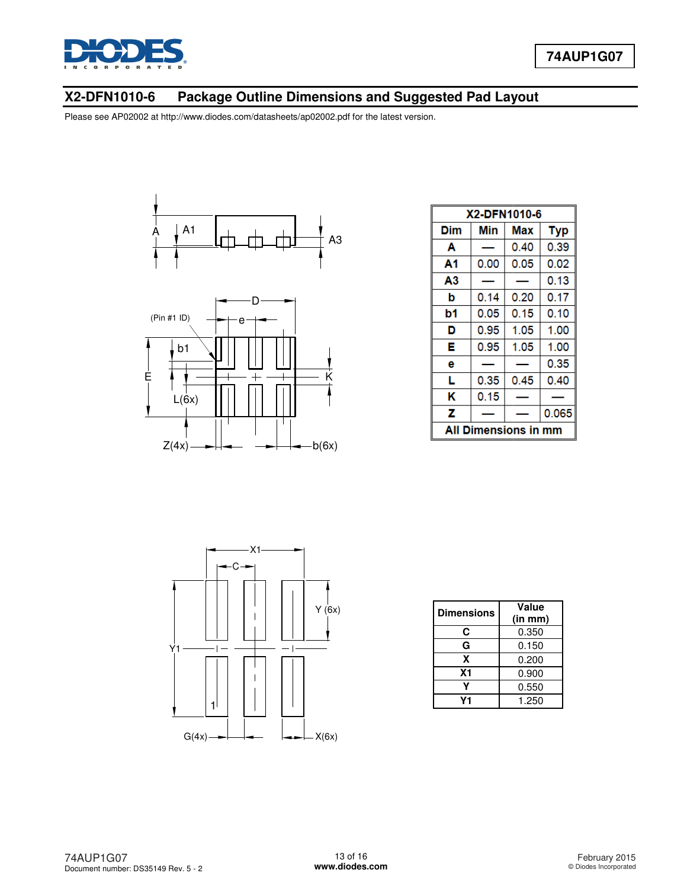## X2-DFN1010-6 Package Outline Dimensions and Suggested Pad Layout

Please see AP02002 at http://www.diodes.com/datasheets/ap02002.pdf for the latest version.

| X2-DFN1010-6 | | | |
|---|---|---|---|
| **Dim** | **Min** | **Max** | **Typ** |
| **A** | — | 0.40 | 0.39 |
| **A1** | 0.00 | 0.05 | 0.02 |
| **A3** | — | — | 0.13 |
| **b** | 0.14 | 0.20 | 0.17 |
| **b1** | 0.05 | 0.15 | 0.10 |
| **D** | 0.95 | 1.05 | 1.00 |
| **E** | 0.95 | 1.05 | 1.00 |
| **e** | — | — | 0.35 |
| **L** | 0.35 | 0.45 | 0.40 |
| **K** | 0.15 | — | — |
| **Z** | — | — | 0.065 |
| **All Dimensions in mm** | | | |

| Dimensions | Value (in mm) |
|---|---|
| **C** | 0.350 |
| **G** | 0.150 |
| **X** | 0.200 |
| **X1** | 0.900 |
| **Y** | 0.550 |
| **Y1** | 1.250 |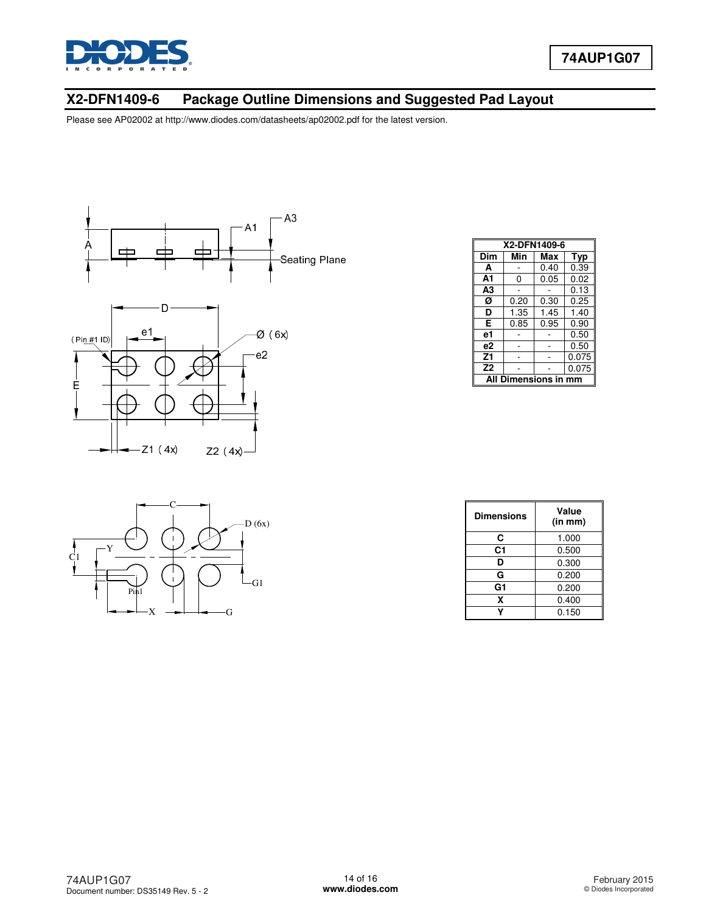## X2-DFN1409-6 Package Outline Dimensions and Suggested Pad Layout

Please see AP02002 at http://www.diodes.com/datasheets/ap02002.pdf for the latest version.

| X2-DFN1409-6 | | | |
|---|---|---|---|
| **Dim** | **Min** | **Max** | **Typ** |
| **A** | - | 0.40 | 0.39 |
| **A1** | 0 | 0.05 | 0.02 |
| **A3** | - | - | 0.13 |
| **Ø** | 0.20 | 0.30 | 0.25 |
| **D** | 1.35 | 1.45 | 1.40 |
| **E** | 0.85 | 0.95 | 0.90 |
| **e1** | - | - | 0.50 |
| **e2** | - | - | 0.50 |
| **Z1** | - | - | 0.075 |
| **Z2** | - | - | 0.075 |
| **All Dimensions in mm** | | | |

| Dimensions | Value (in mm) |
|---|---|
| **C** | 1.000 |
| **C1** | 0.500 |
| **D** | 0.300 |
| **G** | 0.200 |
| **G1** | 0.200 |
| **X** | 0.400 |
| **Y** | 0.150 |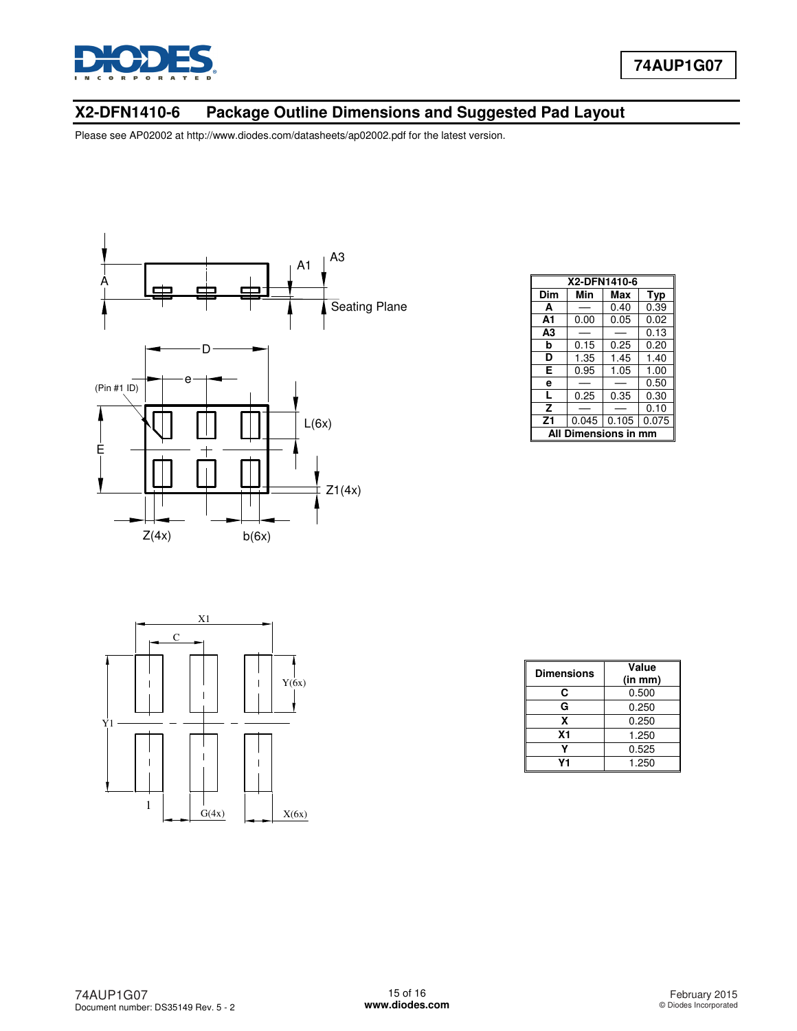## X2-DFN1410-6 Package Outline Dimensions and Suggested Pad Layout

Please see AP02002 at http://www.diodes.com/datasheets/ap02002.pdf for the latest version.

| X2-DFN1410-6 | | | |
|---|---|---|---|
| **Dim** | **Min** | **Max** | **Typ** |
| **A** | — | 0.40 | 0.39 |
| **A1** | 0.00 | 0.05 | 0.02 |
| **A3** | — | — | 0.13 |
| **b** | 0.15 | 0.25 | 0.20 |
| **D** | 1.35 | 1.45 | 1.40 |
| **E** | 0.95 | 1.05 | 1.00 |
| **e** | — | — | 0.50 |
| **L** | 0.25 | 0.35 | 0.30 |
| **Z** | — | — | 0.10 |
| **Z1** | 0.045 | 0.105 | 0.075 |
| **All Dimensions in mm** | | | |

| Dimensions | Value (in mm) |
|---|---|
| C | 0.500 |
| G | 0.250 |
| X | 0.250 |
| X1 | 1.250 |
| Y | 0.525 |
| Y1 | 1.250 |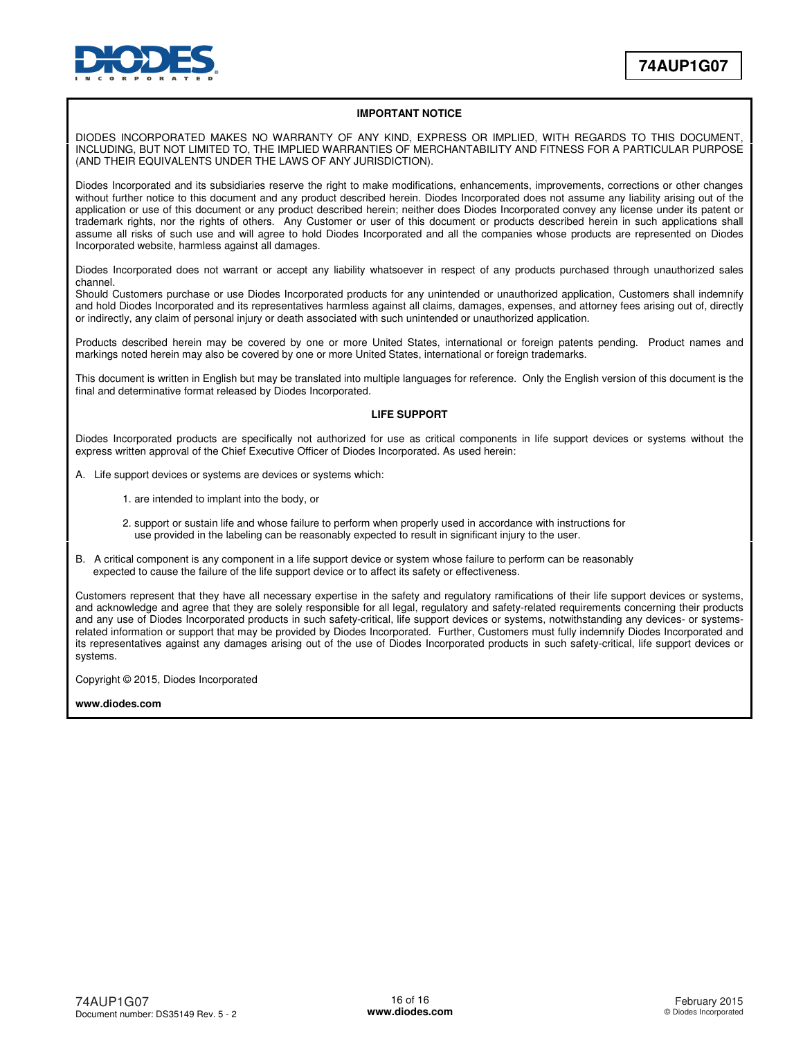## IMPORTANT NOTICE

DIODES INCORPORATED MAKES NO WARRANTY OF ANY KIND, EXPRESS OR IMPLIED, WITH REGARDS TO THIS DOCUMENT, INCLUDING, BUT NOT LIMITED TO, THE IMPLIED WARRANTIES OF MERCHANTABILITY AND FITNESS FOR A PARTICULAR PURPOSE (AND THEIR EQUIVALENTS UNDER THE LAWS OF ANY JURISDICTION).

Diodes Incorporated and its subsidiaries reserve the right to make modifications, enhancements, improvements, corrections or other changes without further notice to this document and any product described herein. Diodes Incorporated does not assume any liability arising out of the application or use of this document or any product described herein; neither does Diodes Incorporated convey any license under its patent or trademark rights, nor the rights of others. Any Customer or user of this document or products described herein in such applications shall assume all risks of such use and will agree to hold Diodes Incorporated and all the companies whose products are represented on Diodes Incorporated website, harmless against all damages.

Diodes Incorporated does not warrant or accept any liability whatsoever in respect of any products purchased through unauthorized sales channel.
Should Customers purchase or use Diodes Incorporated products for any unintended or unauthorized application, Customers shall indemnify and hold Diodes Incorporated and its representatives harmless against all claims, damages, expenses, and attorney fees arising out of, directly or indirectly, any claim of personal injury or death associated with such unintended or unauthorized application.

Products described herein may be covered by one or more United States, international or foreign patents pending. Product names and markings noted herein may also be covered by one or more United States, international or foreign trademarks.

This document is written in English but may be translated into multiple languages for reference. Only the English version of this document is the final and determinative format released by Diodes Incorporated.

## LIFE SUPPORT

Diodes Incorporated products are specifically not authorized for use as critical components in life support devices or systems without the express written approval of the Chief Executive Officer of Diodes Incorporated. As used herein:

A. Life support devices or systems are devices or systems which:

1. are intended to implant into the body, or
2. support or sustain life and whose failure to perform when properly used in accordance with instructions for use provided in the labeling can be reasonably expected to result in significant injury to the user.

B. A critical component is any component in a life support device or system whose failure to perform can be reasonably expected to cause the failure of the life support device or to affect its safety or effectiveness.

Customers represent that they have all necessary expertise in the safety and regulatory ramifications of their life support devices or systems, and acknowledge and agree that they are solely responsible for all legal, regulatory and safety-related requirements concerning their products and any use of Diodes Incorporated products in such safety-critical, life support devices or systems, notwithstanding any devices- or systems-related information or support that may be provided by Diodes Incorporated. Further, Customers must fully indemnify Diodes Incorporated and its representatives against any damages arising out of the use of Diodes Incorporated products in such safety-critical, life support devices or systems.

Copyright © 2015, Diodes Incorporated

**www.diodes.com**